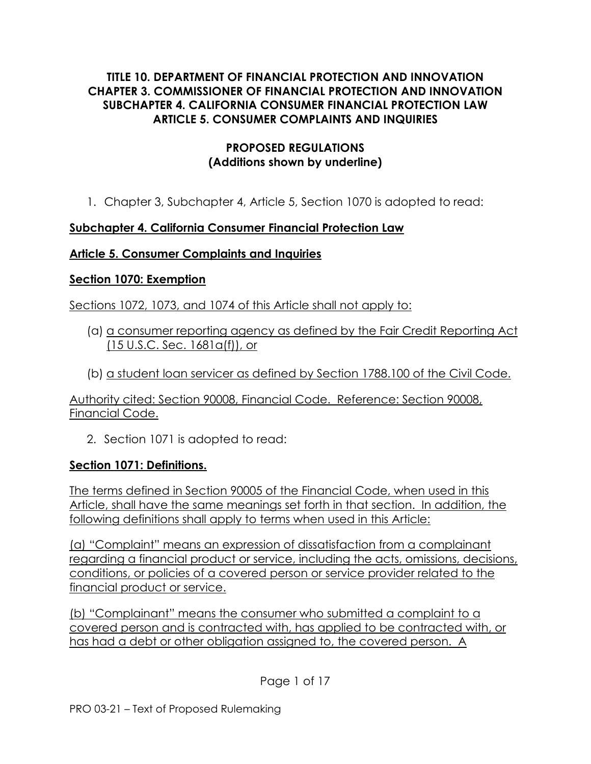**TITLE 10. DEPARTMENT OF FINANCIAL PROTECTION AND INNOVATION**
**CHAPTER 3. COMMISSIONER OF FINANCIAL PROTECTION AND INNOVATION**
**SUBCHAPTER 4. CALIFORNIA CONSUMER FINANCIAL PROTECTION LAW**
**ARTICLE 5. CONSUMER COMPLAINTS AND INQUIRIES**

**PROPOSED REGULATIONS**
**(Additions shown by underline)**

1. Chapter 3, Subchapter 4, Article 5, Section 1070 is adopted to read:

**Subchapter 4. California Consumer Financial Protection Law**

**Article 5. Consumer Complaints and Inquiries**

**Section 1070: Exemption**

Sections 1072, 1073, and 1074 of this Article shall not apply to:

(a) a consumer reporting agency as defined by the Fair Credit Reporting Act (15 U.S.C. Sec. 1681a(f)), or

(b) a student loan servicer as defined by Section 1788.100 of the Civil Code.

Authority cited: Section 90008, Financial Code. Reference: Section 90008, Financial Code.

2. Section 1071 is adopted to read:

**Section 1071: Definitions.**

The terms defined in Section 90005 of the Financial Code, when used in this Article, shall have the same meanings set forth in that section. In addition, the following definitions shall apply to terms when used in this Article:

(a) "Complaint" means an expression of dissatisfaction from a complainant regarding a financial product or service, including the acts, omissions, decisions, conditions, or policies of a covered person or service provider related to the financial product or service.

(b) "Complainant" means the consumer who submitted a complaint to a covered person and is contracted with, has applied to be contracted with, or has had a debt or other obligation assigned to, the covered person. A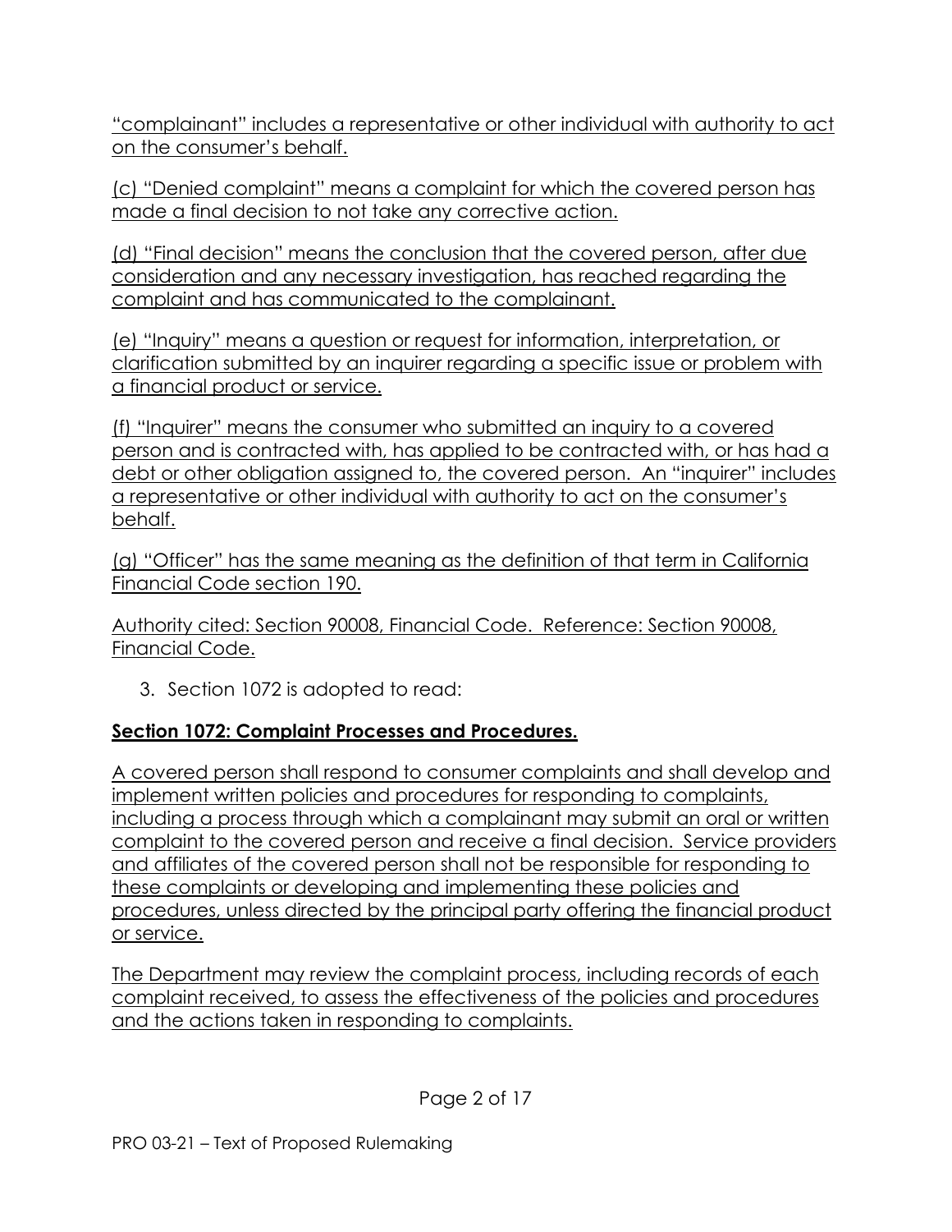"complainant" includes a representative or other individual with authority to act on the consumer's behalf.

(c) "Denied complaint" means a complaint for which the covered person has made a final decision to not take any corrective action.

(d) "Final decision" means the conclusion that the covered person, after due consideration and any necessary investigation, has reached regarding the complaint and has communicated to the complainant.

(e) "Inquiry" means a question or request for information, interpretation, or clarification submitted by an inquirer regarding a specific issue or problem with a financial product or service.

(f) "Inquirer" means the consumer who submitted an inquiry to a covered person and is contracted with, has applied to be contracted with, or has had a debt or other obligation assigned to, the covered person. An "inquirer" includes a representative or other individual with authority to act on the consumer's behalf.

(g) "Officer" has the same meaning as the definition of that term in California Financial Code section 190.

Authority cited: Section 90008, Financial Code. Reference: Section 90008, Financial Code.

3. Section 1072 is adopted to read:

**Section 1072: Complaint Processes and Procedures.**

A covered person shall respond to consumer complaints and shall develop and implement written policies and procedures for responding to complaints, including a process through which a complainant may submit an oral or written complaint to the covered person and receive a final decision. Service providers and affiliates of the covered person shall not be responsible for responding to these complaints or developing and implementing these policies and procedures, unless directed by the principal party offering the financial product or service.

The Department may review the complaint process, including records of each complaint received, to assess the effectiveness of the policies and procedures and the actions taken in responding to complaints.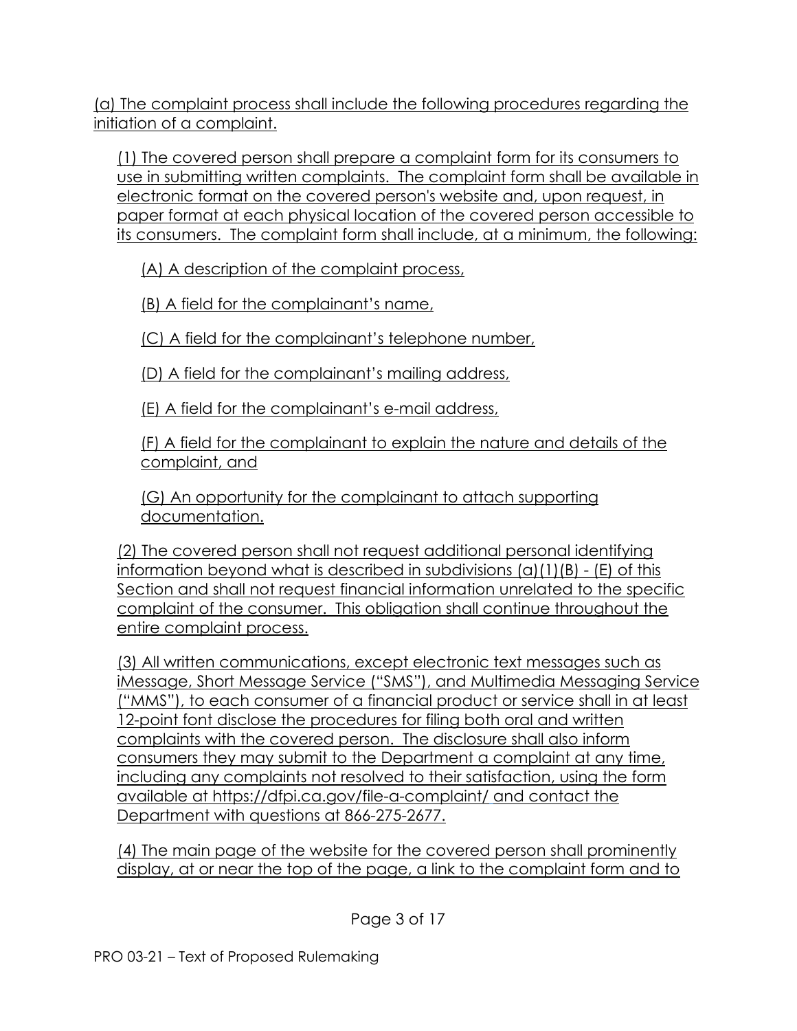(a) The complaint process shall include the following procedures regarding the initiation of a complaint.

(1) The covered person shall prepare a complaint form for its consumers to use in submitting written complaints. The complaint form shall be available in electronic format on the covered person's website and, upon request, in paper format at each physical location of the covered person accessible to its consumers. The complaint form shall include, at a minimum, the following:

(A) A description of the complaint process,

(B) A field for the complainant's name,

(C) A field for the complainant's telephone number,

(D) A field for the complainant's mailing address,

(E) A field for the complainant's e-mail address,

(F) A field for the complainant to explain the nature and details of the complaint, and

(G) An opportunity for the complainant to attach supporting documentation.

(2) The covered person shall not request additional personal identifying information beyond what is described in subdivisions (a)(1)(B) - (E) of this Section and shall not request financial information unrelated to the specific complaint of the consumer. This obligation shall continue throughout the entire complaint process.

(3) All written communications, except electronic text messages such as iMessage, Short Message Service ("SMS"), and Multimedia Messaging Service ("MMS"), to each consumer of a financial product or service shall in at least 12-point font disclose the procedures for filing both oral and written complaints with the covered person. The disclosure shall also inform consumers they may submit to the Department a complaint at any time, including any complaints not resolved to their satisfaction, using the form available at https://dfpi.ca.gov/file-a-complaint/ and contact the Department with questions at 866-275-2677.

(4) The main page of the website for the covered person shall prominently display, at or near the top of the page, a link to the complaint form and to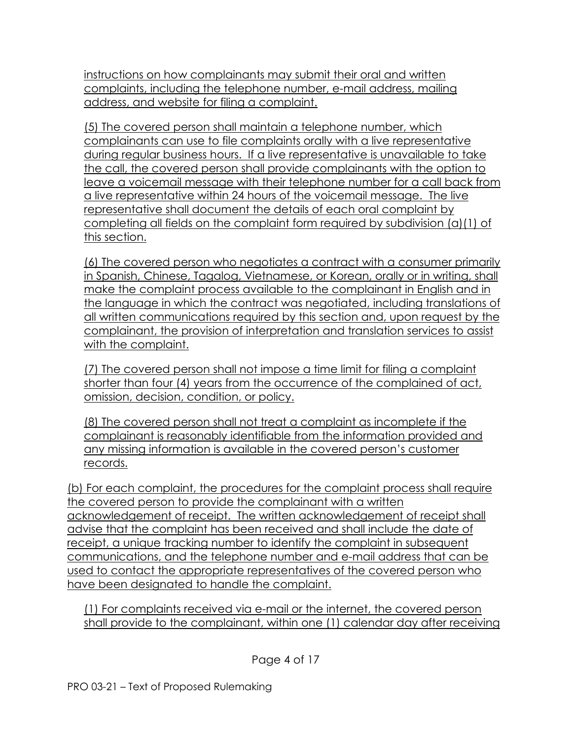instructions on how complainants may submit their oral and written complaints, including the telephone number, e-mail address, mailing address, and website for filing a complaint.

(5) The covered person shall maintain a telephone number, which complainants can use to file complaints orally with a live representative during regular business hours. If a live representative is unavailable to take the call, the covered person shall provide complainants with the option to leave a voicemail message with their telephone number for a call back from a live representative within 24 hours of the voicemail message. The live representative shall document the details of each oral complaint by completing all fields on the complaint form required by subdivision (a)(1) of this section.

(6) The covered person who negotiates a contract with a consumer primarily in Spanish, Chinese, Tagalog, Vietnamese, or Korean, orally or in writing, shall make the complaint process available to the complainant in English and in the language in which the contract was negotiated, including translations of all written communications required by this section and, upon request by the complainant, the provision of interpretation and translation services to assist with the complaint.

(7) The covered person shall not impose a time limit for filing a complaint shorter than four (4) years from the occurrence of the complained of act, omission, decision, condition, or policy.

(8) The covered person shall not treat a complaint as incomplete if the complainant is reasonably identifiable from the information provided and any missing information is available in the covered person's customer records.

(b) For each complaint, the procedures for the complaint process shall require the covered person to provide the complainant with a written acknowledgement of receipt. The written acknowledgement of receipt shall advise that the complaint has been received and shall include the date of receipt, a unique tracking number to identify the complaint in subsequent communications, and the telephone number and e-mail address that can be used to contact the appropriate representatives of the covered person who have been designated to handle the complaint.

(1) For complaints received via e-mail or the internet, the covered person shall provide to the complainant, within one (1) calendar day after receiving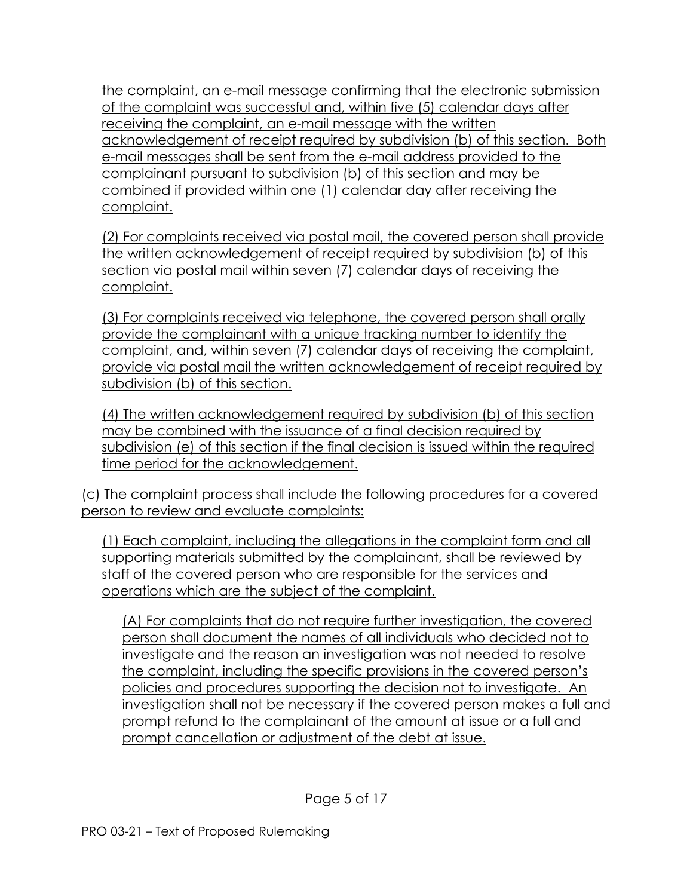the complaint, an e-mail message confirming that the electronic submission of the complaint was successful and, within five (5) calendar days after receiving the complaint, an e-mail message with the written acknowledgement of receipt required by subdivision (b) of this section. Both e-mail messages shall be sent from the e-mail address provided to the complainant pursuant to subdivision (b) of this section and may be combined if provided within one (1) calendar day after receiving the complaint.

(2) For complaints received via postal mail, the covered person shall provide the written acknowledgement of receipt required by subdivision (b) of this section via postal mail within seven (7) calendar days of receiving the complaint.

(3) For complaints received via telephone, the covered person shall orally provide the complainant with a unique tracking number to identify the complaint, and, within seven (7) calendar days of receiving the complaint, provide via postal mail the written acknowledgement of receipt required by subdivision (b) of this section.

(4) The written acknowledgement required by subdivision (b) of this section may be combined with the issuance of a final decision required by subdivision (e) of this section if the final decision is issued within the required time period for the acknowledgement.

(c) The complaint process shall include the following procedures for a covered person to review and evaluate complaints:

(1) Each complaint, including the allegations in the complaint form and all supporting materials submitted by the complainant, shall be reviewed by staff of the covered person who are responsible for the services and operations which are the subject of the complaint.

(A) For complaints that do not require further investigation, the covered person shall document the names of all individuals who decided not to investigate and the reason an investigation was not needed to resolve the complaint, including the specific provisions in the covered person's policies and procedures supporting the decision not to investigate. An investigation shall not be necessary if the covered person makes a full and prompt refund to the complainant of the amount at issue or a full and prompt cancellation or adjustment of the debt at issue.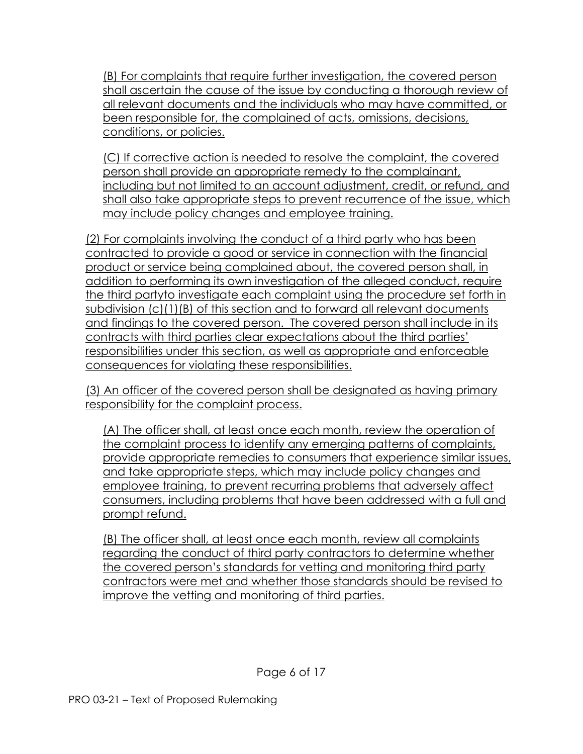(B) For complaints that require further investigation, the covered person shall ascertain the cause of the issue by conducting a thorough review of all relevant documents and the individuals who may have committed, or been responsible for, the complained of acts, omissions, decisions, conditions, or policies.

(C) If corrective action is needed to resolve the complaint, the covered person shall provide an appropriate remedy to the complainant, including but not limited to an account adjustment, credit, or refund, and shall also take appropriate steps to prevent recurrence of the issue, which may include policy changes and employee training.

(2) For complaints involving the conduct of a third party who has been contracted to provide a good or service in connection with the financial product or service being complained about, the covered person shall, in addition to performing its own investigation of the alleged conduct, require the third partyto investigate each complaint using the procedure set forth in subdivision (c)(1)(B) of this section and to forward all relevant documents and findings to the covered person. The covered person shall include in its contracts with third parties clear expectations about the third parties' responsibilities under this section, as well as appropriate and enforceable consequences for violating these responsibilities.

(3) An officer of the covered person shall be designated as having primary responsibility for the complaint process.

(A) The officer shall, at least once each month, review the operation of the complaint process to identify any emerging patterns of complaints, provide appropriate remedies to consumers that experience similar issues, and take appropriate steps, which may include policy changes and employee training, to prevent recurring problems that adversely affect consumers, including problems that have been addressed with a full and prompt refund.

(B) The officer shall, at least once each month, review all complaints regarding the conduct of third party contractors to determine whether the covered person's standards for vetting and monitoring third party contractors were met and whether those standards should be revised to improve the vetting and monitoring of third parties.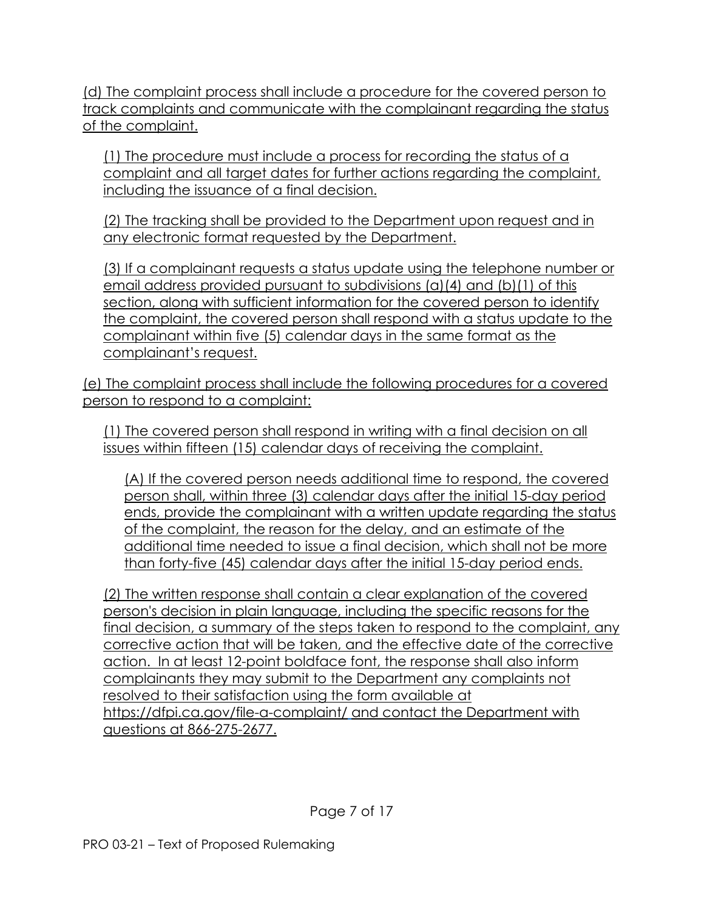(d) The complaint process shall include a procedure for the covered person to track complaints and communicate with the complainant regarding the status of the complaint.

(1) The procedure must include a process for recording the status of a complaint and all target dates for further actions regarding the complaint, including the issuance of a final decision.

(2) The tracking shall be provided to the Department upon request and in any electronic format requested by the Department.

(3) If a complainant requests a status update using the telephone number or email address provided pursuant to subdivisions (a)(4) and (b)(1) of this section, along with sufficient information for the covered person to identify the complaint, the covered person shall respond with a status update to the complainant within five (5) calendar days in the same format as the complainant's request.

(e) The complaint process shall include the following procedures for a covered person to respond to a complaint:

(1) The covered person shall respond in writing with a final decision on all issues within fifteen (15) calendar days of receiving the complaint.

(A) If the covered person needs additional time to respond, the covered person shall, within three (3) calendar days after the initial 15-day period ends, provide the complainant with a written update regarding the status of the complaint, the reason for the delay, and an estimate of the additional time needed to issue a final decision, which shall not be more than forty-five (45) calendar days after the initial 15-day period ends.

(2) The written response shall contain a clear explanation of the covered person's decision in plain language, including the specific reasons for the final decision, a summary of the steps taken to respond to the complaint, any corrective action that will be taken, and the effective date of the corrective action. In at least 12-point boldface font, the response shall also inform complainants they may submit to the Department any complaints not resolved to their satisfaction using the form available at https://dfpi.ca.gov/file-a-complaint/ and contact the Department with questions at 866-275-2677.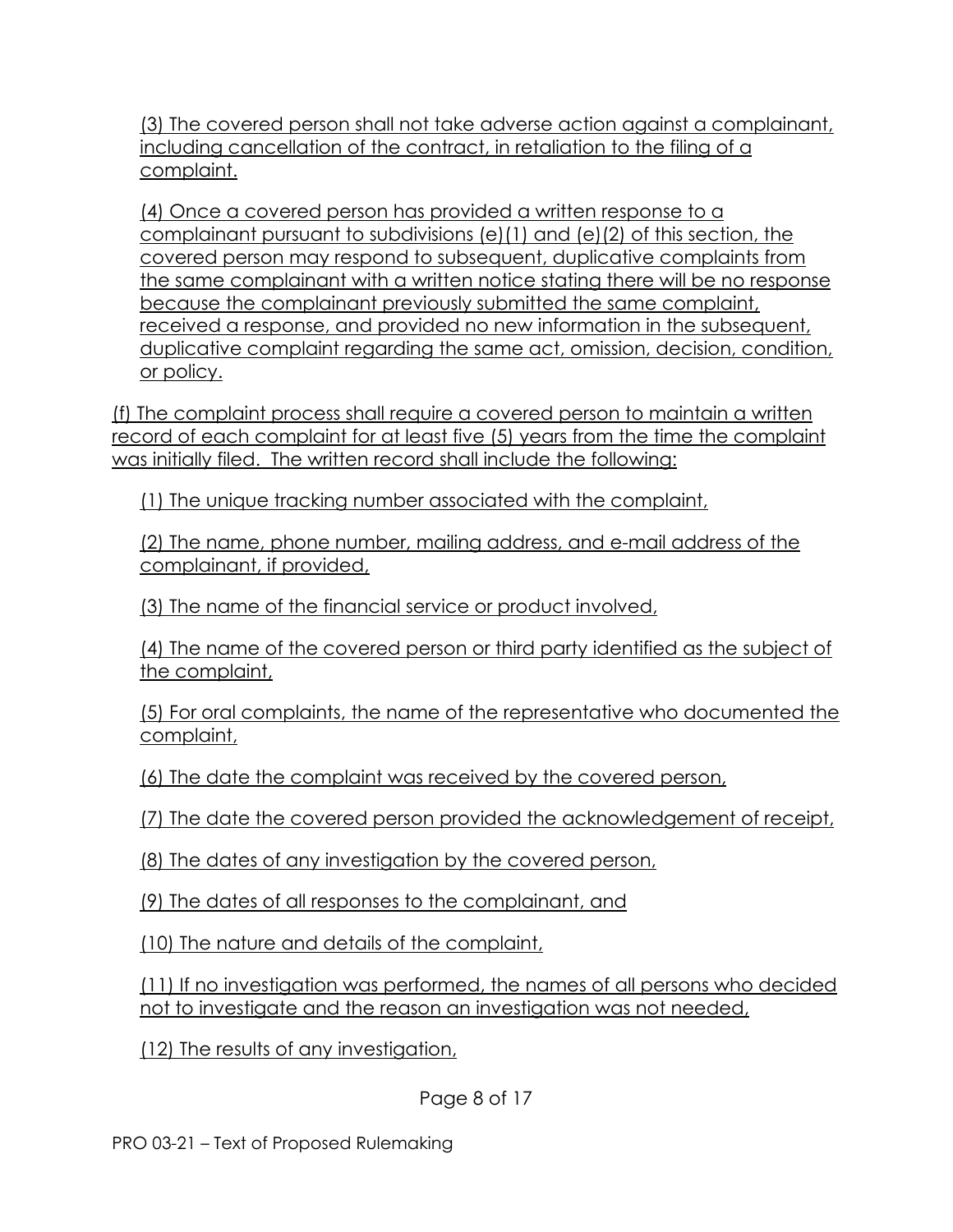(3) The covered person shall not take adverse action against a complainant, including cancellation of the contract, in retaliation to the filing of a complaint.

(4) Once a covered person has provided a written response to a complainant pursuant to subdivisions (e)(1) and (e)(2) of this section, the covered person may respond to subsequent, duplicative complaints from the same complainant with a written notice stating there will be no response because the complainant previously submitted the same complaint, received a response, and provided no new information in the subsequent, duplicative complaint regarding the same act, omission, decision, condition, or policy.

(f) The complaint process shall require a covered person to maintain a written record of each complaint for at least five (5) years from the time the complaint was initially filed. The written record shall include the following:

(1) The unique tracking number associated with the complaint,

(2) The name, phone number, mailing address, and e-mail address of the complainant, if provided,

(3) The name of the financial service or product involved,

(4) The name of the covered person or third party identified as the subject of the complaint,

(5) For oral complaints, the name of the representative who documented the complaint,

(6) The date the complaint was received by the covered person,

(7) The date the covered person provided the acknowledgement of receipt,

(8) The dates of any investigation by the covered person,

(9) The dates of all responses to the complainant, and

(10) The nature and details of the complaint,

(11) If no investigation was performed, the names of all persons who decided not to investigate and the reason an investigation was not needed,

(12) The results of any investigation,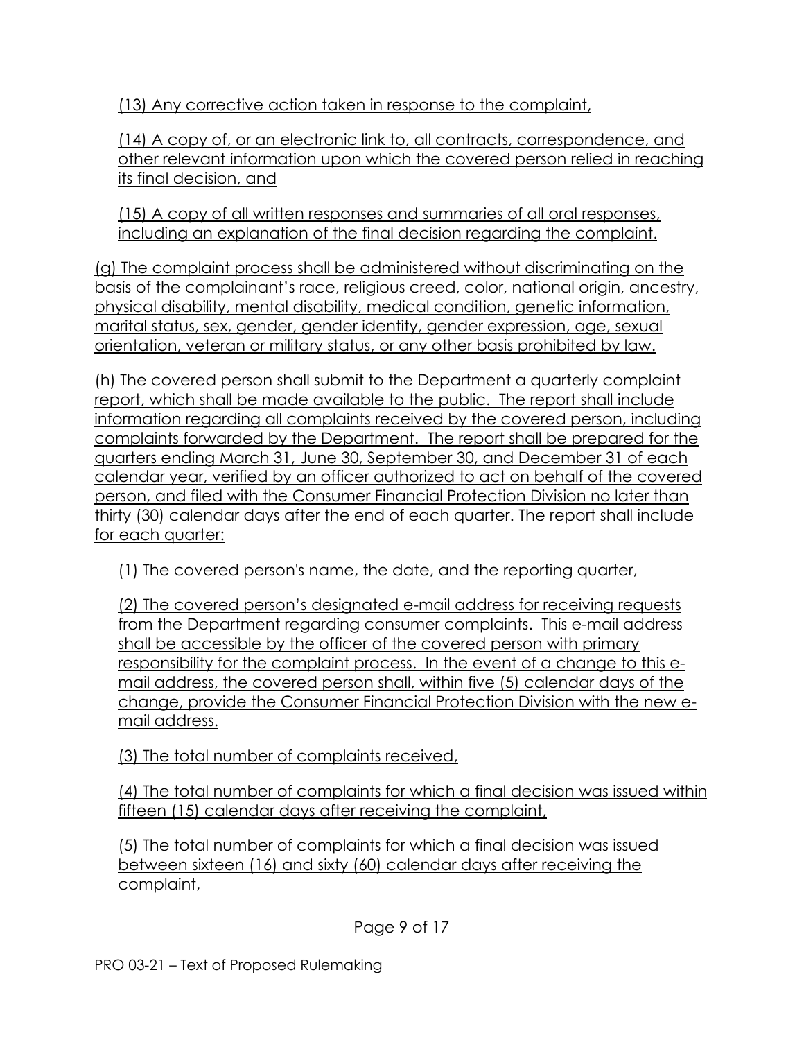(13) Any corrective action taken in response to the complaint,

(14) A copy of, or an electronic link to, all contracts, correspondence, and other relevant information upon which the covered person relied in reaching its final decision, and

(15) A copy of all written responses and summaries of all oral responses, including an explanation of the final decision regarding the complaint.

(g) The complaint process shall be administered without discriminating on the basis of the complainant's race, religious creed, color, national origin, ancestry, physical disability, mental disability, medical condition, genetic information, marital status, sex, gender, gender identity, gender expression, age, sexual orientation, veteran or military status, or any other basis prohibited by law.

(h) The covered person shall submit to the Department a quarterly complaint report, which shall be made available to the public. The report shall include information regarding all complaints received by the covered person, including complaints forwarded by the Department. The report shall be prepared for the quarters ending March 31, June 30, September 30, and December 31 of each calendar year, verified by an officer authorized to act on behalf of the covered person, and filed with the Consumer Financial Protection Division no later than thirty (30) calendar days after the end of each quarter. The report shall include for each quarter:

(1) The covered person's name, the date, and the reporting quarter,

(2) The covered person's designated e-mail address for receiving requests from the Department regarding consumer complaints. This e-mail address shall be accessible by the officer of the covered person with primary responsibility for the complaint process. In the event of a change to this e-mail address, the covered person shall, within five (5) calendar days of the change, provide the Consumer Financial Protection Division with the new e-mail address.

(3) The total number of complaints received,

(4) The total number of complaints for which a final decision was issued within fifteen (15) calendar days after receiving the complaint,

(5) The total number of complaints for which a final decision was issued between sixteen (16) and sixty (60) calendar days after receiving the complaint,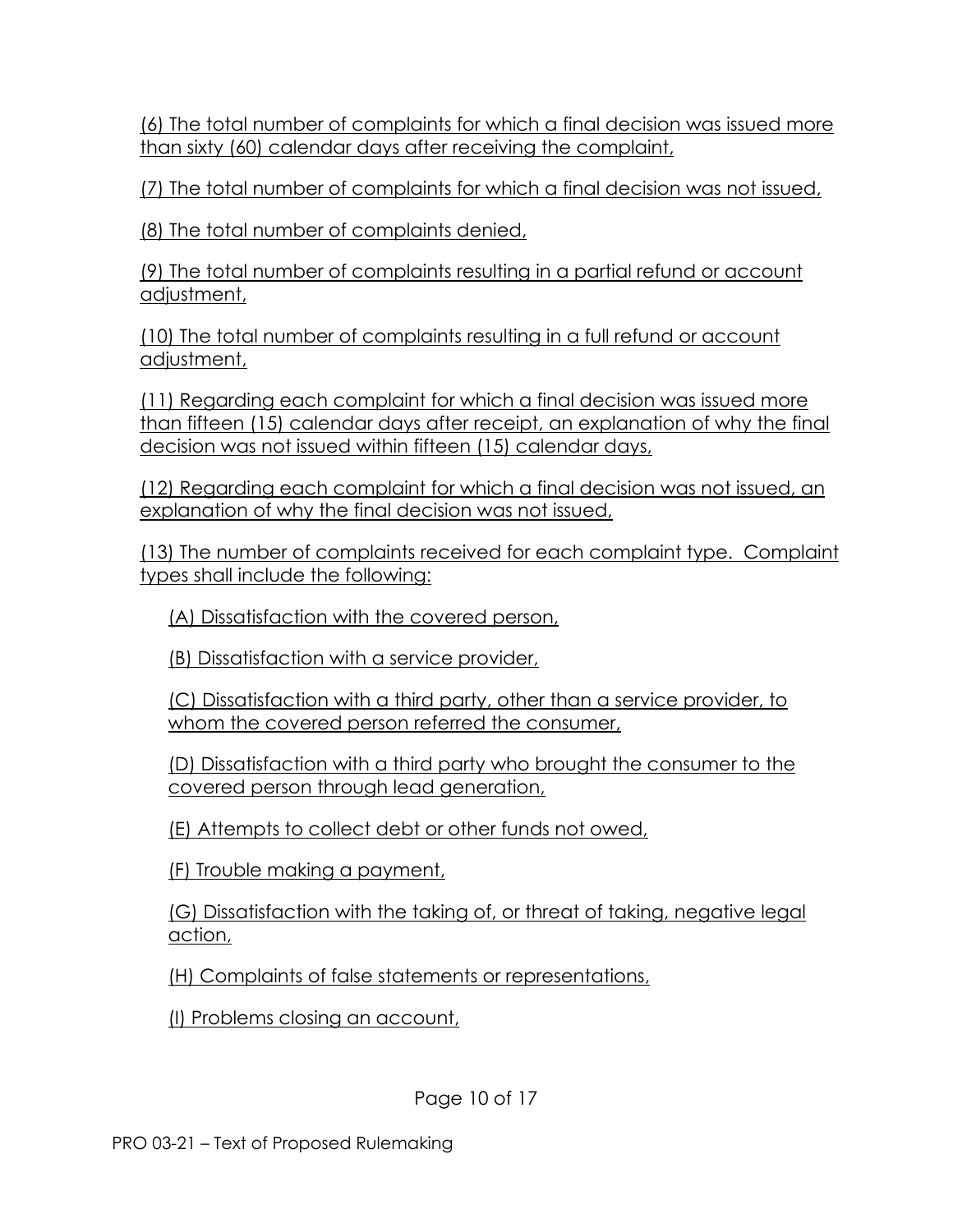(6) The total number of complaints for which a final decision was issued more than sixty (60) calendar days after receiving the complaint,

(7) The total number of complaints for which a final decision was not issued,

(8) The total number of complaints denied,

(9) The total number of complaints resulting in a partial refund or account adjustment,

(10) The total number of complaints resulting in a full refund or account adjustment,

(11) Regarding each complaint for which a final decision was issued more than fifteen (15) calendar days after receipt, an explanation of why the final decision was not issued within fifteen (15) calendar days,

(12) Regarding each complaint for which a final decision was not issued, an explanation of why the final decision was not issued,

(13) The number of complaints received for each complaint type. Complaint types shall include the following:

(A) Dissatisfaction with the covered person,

(B) Dissatisfaction with a service provider,

(C) Dissatisfaction with a third party, other than a service provider, to whom the covered person referred the consumer,

(D) Dissatisfaction with a third party who brought the consumer to the covered person through lead generation,

(E) Attempts to collect debt or other funds not owed,

(F) Trouble making a payment,

(G) Dissatisfaction with the taking of, or threat of taking, negative legal action,

(H) Complaints of false statements or representations,

(I) Problems closing an account,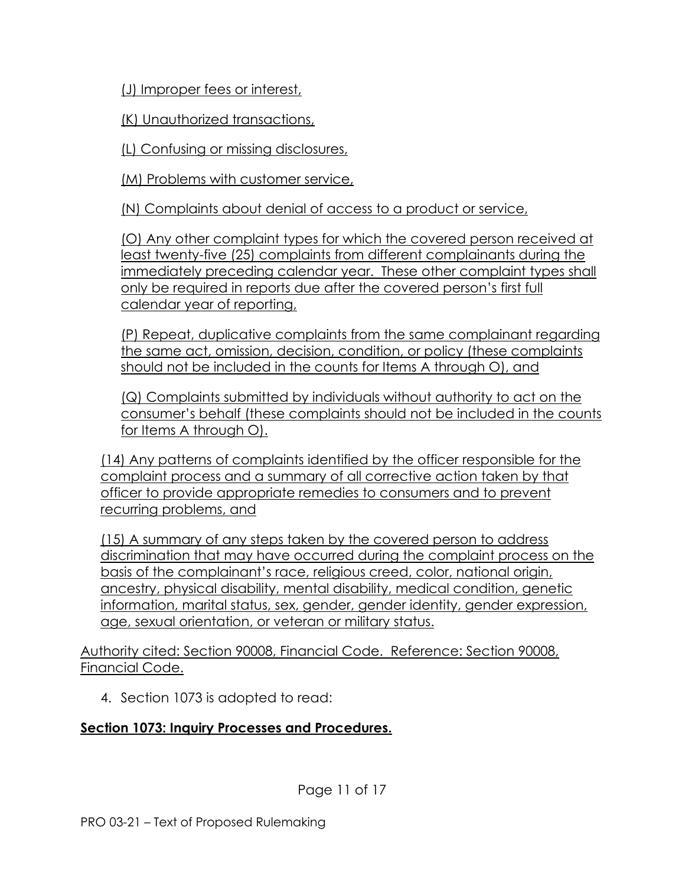(J) Improper fees or interest,

(K) Unauthorized transactions,

(L) Confusing or missing disclosures,

(M) Problems with customer service,

(N) Complaints about denial of access to a product or service,

(O) Any other complaint types for which the covered person received at least twenty-five (25) complaints from different complainants during the immediately preceding calendar year. These other complaint types shall only be required in reports due after the covered person's first full calendar year of reporting,

(P) Repeat, duplicative complaints from the same complainant regarding the same act, omission, decision, condition, or policy (these complaints should not be included in the counts for Items A through O), and

(Q) Complaints submitted by individuals without authority to act on the consumer's behalf (these complaints should not be included in the counts for Items A through O).

(14) Any patterns of complaints identified by the officer responsible for the complaint process and a summary of all corrective action taken by that officer to provide appropriate remedies to consumers and to prevent recurring problems, and

(15) A summary of any steps taken by the covered person to address discrimination that may have occurred during the complaint process on the basis of the complainant's race, religious creed, color, national origin, ancestry, physical disability, mental disability, medical condition, genetic information, marital status, sex, gender, gender identity, gender expression, age, sexual orientation, or veteran or military status.

Authority cited: Section 90008, Financial Code. Reference: Section 90008, Financial Code.

4. Section 1073 is adopted to read:

**Section 1073: Inquiry Processes and Procedures.**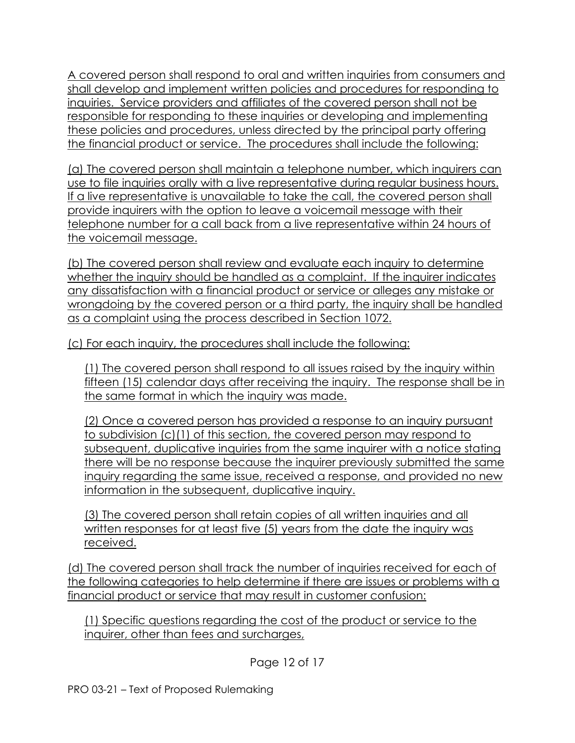A covered person shall respond to oral and written inquiries from consumers and shall develop and implement written policies and procedures for responding to inquiries. Service providers and affiliates of the covered person shall not be responsible for responding to these inquiries or developing and implementing these policies and procedures, unless directed by the principal party offering the financial product or service. The procedures shall include the following:

(a) The covered person shall maintain a telephone number, which inquirers can use to file inquiries orally with a live representative during regular business hours. If a live representative is unavailable to take the call, the covered person shall provide inquirers with the option to leave a voicemail message with their telephone number for a call back from a live representative within 24 hours of the voicemail message.

(b) The covered person shall review and evaluate each inquiry to determine whether the inquiry should be handled as a complaint. If the inquirer indicates any dissatisfaction with a financial product or service or alleges any mistake or wrongdoing by the covered person or a third party, the inquiry shall be handled as a complaint using the process described in Section 1072.

(c) For each inquiry, the procedures shall include the following:

(1) The covered person shall respond to all issues raised by the inquiry within fifteen (15) calendar days after receiving the inquiry. The response shall be in the same format in which the inquiry was made.

(2) Once a covered person has provided a response to an inquiry pursuant to subdivision (c)(1) of this section, the covered person may respond to subsequent, duplicative inquiries from the same inquirer with a notice stating there will be no response because the inquirer previously submitted the same inquiry regarding the same issue, received a response, and provided no new information in the subsequent, duplicative inquiry.

(3) The covered person shall retain copies of all written inquiries and all written responses for at least five (5) years from the date the inquiry was received.

(d) The covered person shall track the number of inquiries received for each of the following categories to help determine if there are issues or problems with a financial product or service that may result in customer confusion:

(1) Specific questions regarding the cost of the product or service to the inquirer, other than fees and surcharges,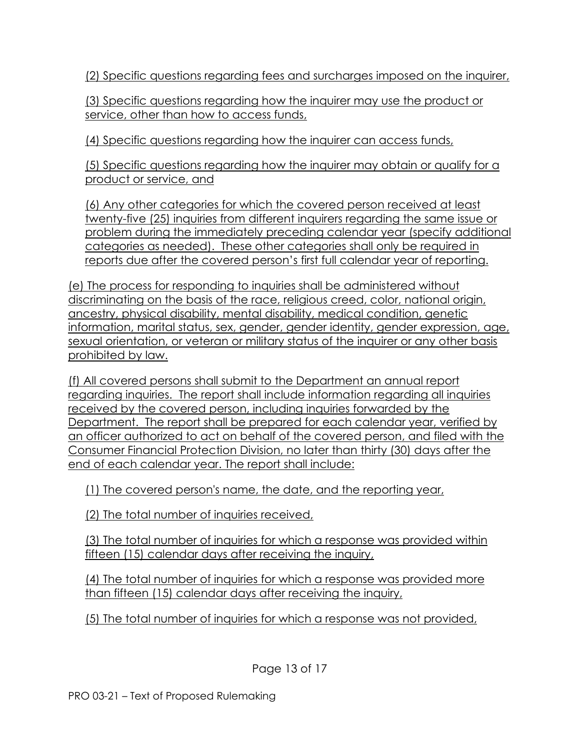(2) Specific questions regarding fees and surcharges imposed on the inquirer,

(3) Specific questions regarding how the inquirer may use the product or service, other than how to access funds,

(4) Specific questions regarding how the inquirer can access funds,

(5) Specific questions regarding how the inquirer may obtain or qualify for a product or service, and

(6) Any other categories for which the covered person received at least twenty-five (25) inquiries from different inquirers regarding the same issue or problem during the immediately preceding calendar year (specify additional categories as needed). These other categories shall only be required in reports due after the covered person's first full calendar year of reporting.

(e) The process for responding to inquiries shall be administered without discriminating on the basis of the race, religious creed, color, national origin, ancestry, physical disability, mental disability, medical condition, genetic information, marital status, sex, gender, gender identity, gender expression, age, sexual orientation, or veteran or military status of the inquirer or any other basis prohibited by law.

(f) All covered persons shall submit to the Department an annual report regarding inquiries. The report shall include information regarding all inquiries received by the covered person, including inquiries forwarded by the Department. The report shall be prepared for each calendar year, verified by an officer authorized to act on behalf of the covered person, and filed with the Consumer Financial Protection Division, no later than thirty (30) days after the end of each calendar year. The report shall include:

(1) The covered person's name, the date, and the reporting year,

(2) The total number of inquiries received,

(3) The total number of inquiries for which a response was provided within fifteen (15) calendar days after receiving the inquiry,

(4) The total number of inquiries for which a response was provided more than fifteen (15) calendar days after receiving the inquiry,

(5) The total number of inquiries for which a response was not provided,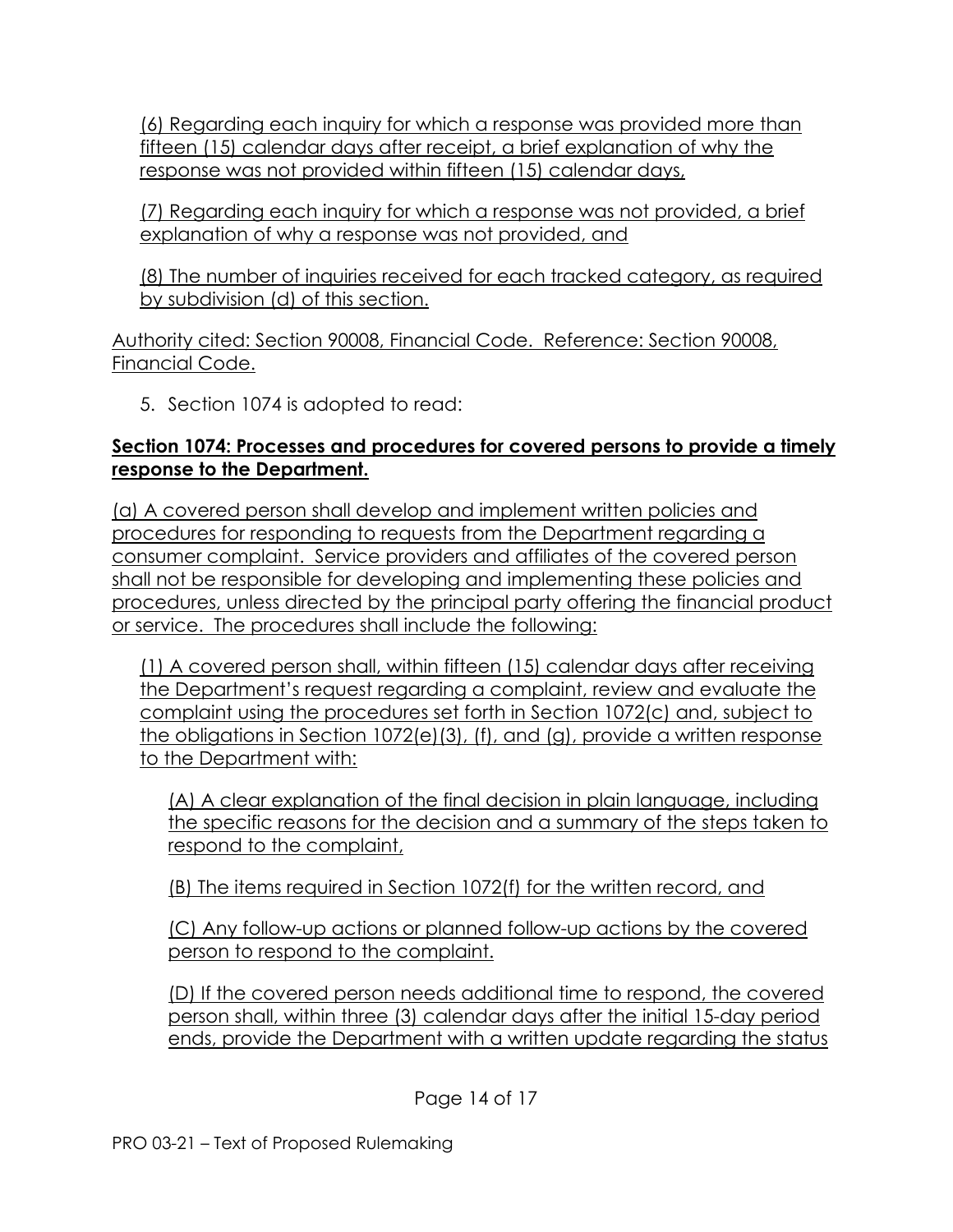(6) Regarding each inquiry for which a response was provided more than fifteen (15) calendar days after receipt, a brief explanation of why the response was not provided within fifteen (15) calendar days,

(7) Regarding each inquiry for which a response was not provided, a brief explanation of why a response was not provided, and

(8) The number of inquiries received for each tracked category, as required by subdivision (d) of this section.

Authority cited: Section 90008, Financial Code. Reference: Section 90008, Financial Code.

5. Section 1074 is adopted to read:

**Section 1074: Processes and procedures for covered persons to provide a timely response to the Department.**

(a) A covered person shall develop and implement written policies and procedures for responding to requests from the Department regarding a consumer complaint. Service providers and affiliates of the covered person shall not be responsible for developing and implementing these policies and procedures, unless directed by the principal party offering the financial product or service. The procedures shall include the following:

(1) A covered person shall, within fifteen (15) calendar days after receiving the Department's request regarding a complaint, review and evaluate the complaint using the procedures set forth in Section 1072(c) and, subject to the obligations in Section 1072(e)(3), (f), and (g), provide a written response to the Department with:

(A) A clear explanation of the final decision in plain language, including the specific reasons for the decision and a summary of the steps taken to respond to the complaint,

(B) The items required in Section 1072(f) for the written record, and

(C) Any follow-up actions or planned follow-up actions by the covered person to respond to the complaint.

(D) If the covered person needs additional time to respond, the covered person shall, within three (3) calendar days after the initial 15-day period ends, provide the Department with a written update regarding the status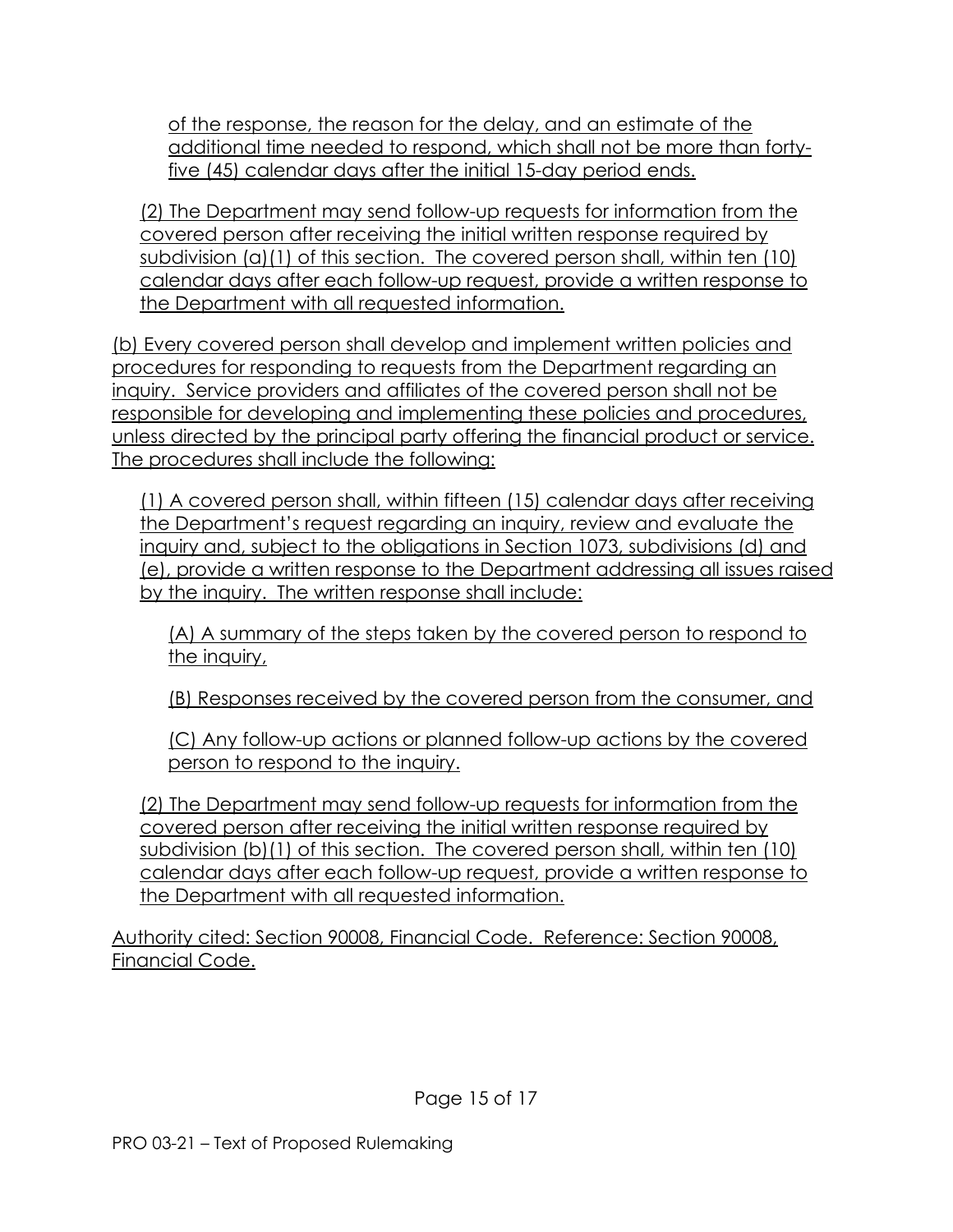of the response, the reason for the delay, and an estimate of the additional time needed to respond, which shall not be more than forty-five (45) calendar days after the initial 15-day period ends.

(2) The Department may send follow-up requests for information from the covered person after receiving the initial written response required by subdivision (a)(1) of this section. The covered person shall, within ten (10) calendar days after each follow-up request, provide a written response to the Department with all requested information.

(b) Every covered person shall develop and implement written policies and procedures for responding to requests from the Department regarding an inquiry. Service providers and affiliates of the covered person shall not be responsible for developing and implementing these policies and procedures, unless directed by the principal party offering the financial product or service. The procedures shall include the following:

(1) A covered person shall, within fifteen (15) calendar days after receiving the Department's request regarding an inquiry, review and evaluate the inquiry and, subject to the obligations in Section 1073, subdivisions (d) and (e), provide a written response to the Department addressing all issues raised by the inquiry. The written response shall include:

(A) A summary of the steps taken by the covered person to respond to the inquiry,

(B) Responses received by the covered person from the consumer, and

(C) Any follow-up actions or planned follow-up actions by the covered person to respond to the inquiry.

(2) The Department may send follow-up requests for information from the covered person after receiving the initial written response required by subdivision (b)(1) of this section. The covered person shall, within ten (10) calendar days after each follow-up request, provide a written response to the Department with all requested information.

Authority cited: Section 90008, Financial Code. Reference: Section 90008, Financial Code.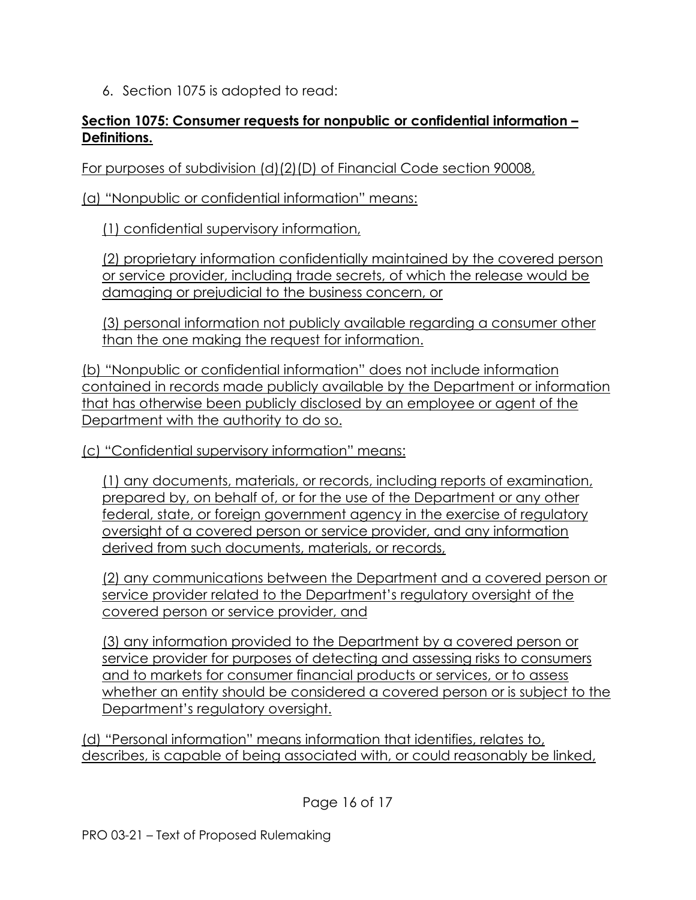6. Section 1075 is adopted to read:

**Section 1075: Consumer requests for nonpublic or confidential information – Definitions.**

For purposes of subdivision (d)(2)(D) of Financial Code section 90008,

(a) "Nonpublic or confidential information" means:

(1) confidential supervisory information,

(2) proprietary information confidentially maintained by the covered person or service provider, including trade secrets, of which the release would be damaging or prejudicial to the business concern, or

(3) personal information not publicly available regarding a consumer other than the one making the request for information.

(b) "Nonpublic or confidential information" does not include information contained in records made publicly available by the Department or information that has otherwise been publicly disclosed by an employee or agent of the Department with the authority to do so.

(c) "Confidential supervisory information" means:

(1) any documents, materials, or records, including reports of examination, prepared by, on behalf of, or for the use of the Department or any other federal, state, or foreign government agency in the exercise of regulatory oversight of a covered person or service provider, and any information derived from such documents, materials, or records,

(2) any communications between the Department and a covered person or service provider related to the Department's regulatory oversight of the covered person or service provider, and

(3) any information provided to the Department by a covered person or service provider for purposes of detecting and assessing risks to consumers and to markets for consumer financial products or services, or to assess whether an entity should be considered a covered person or is subject to the Department's regulatory oversight.

(d) "Personal information" means information that identifies, relates to, describes, is capable of being associated with, or could reasonably be linked,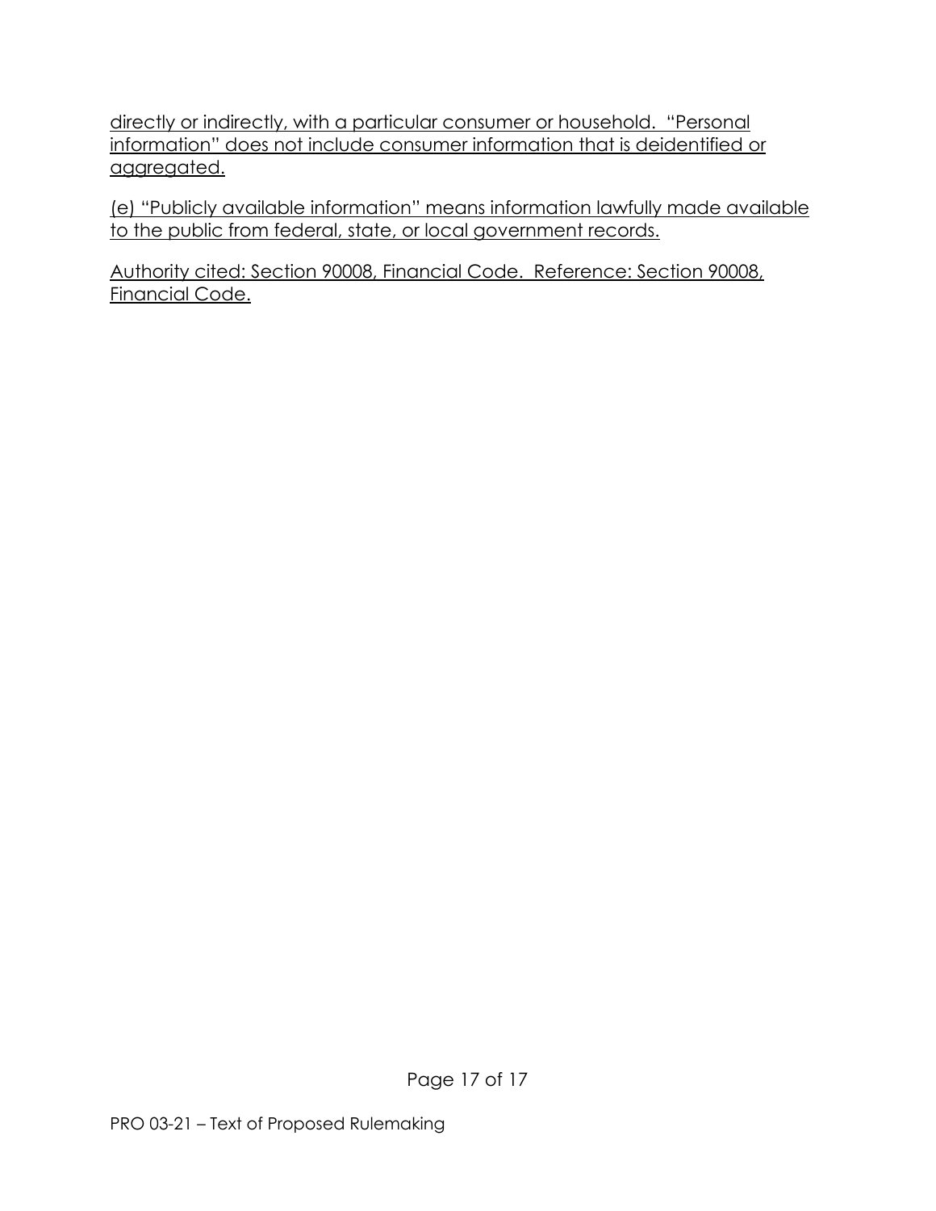directly or indirectly, with a particular consumer or household. "Personal information" does not include consumer information that is deidentified or aggregated.

(e) "Publicly available information" means information lawfully made available to the public from federal, state, or local government records.

Authority cited: Section 90008, Financial Code. Reference: Section 90008, Financial Code.